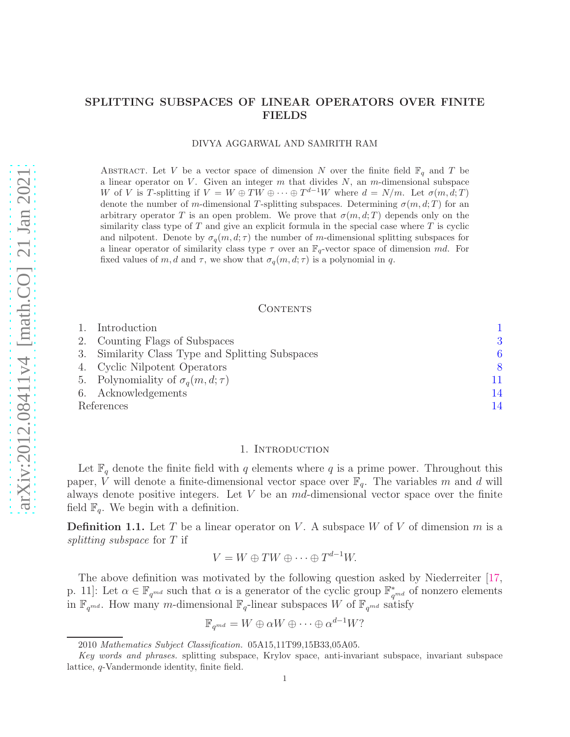# SPLITTING SUBSPACES OF LINEAR OPERATORS OVER FINITE FIELDS

DIVYA AGGARWAL AND SAMRITH RAM

Abstract. Let $V$ be a vector space of dimension $N$ over the finite field $\mathbb{F}_q$ and $T$ be a linear operator on $V$. Given an integer $m$ that divides $N$, an $m$-dimensional subspace $W$ of $V$ is $T$-splitting if $V = W \oplus TW \oplus \cdots \oplus T^{d-1}W$ where $d = N/m$. Let $\sigma(m, d; T)$ denote the number of $m$-dimensional $T$-splitting subspaces. Determining $\sigma(m, d; T)$ for an arbitrary operator $T$ is an open problem. We prove that $\sigma(m, d; T)$ depends only on the similarity class type of $T$ and give an explicit formula in the special case where $T$ is cyclic and nilpotent. Denote by $\sigma_q(m, d; \tau)$ the number of $m$-dimensional splitting subspaces for a linear operator of similarity class type $\tau$ over an $\mathbb{F}_q$-vector space of dimension $md$. For fixed values of $m, d$ and $\tau$, we show that $\sigma_q(m, d; \tau)$ is a polynomial in $q$.

## Contents

1. Introduction 1
2. Counting Flags of Subspaces 3
3. Similarity Class Type and Splitting Subspaces 6
4. Cyclic Nilpotent Operators 8
5. Polynomiality of $\sigma_q(m, d; \tau)$ 11
6. Acknowledgements 14

References 14

## 1. Introduction

Let $\mathbb{F}_q$ denote the finite field with $q$ elements where $q$ is a prime power. Throughout this paper, $V$ will denote a finite-dimensional vector space over $\mathbb{F}_q$. The variables $m$ and $d$ will always denote positive integers. Let $V$ be an $md$-dimensional vector space over the finite field $\mathbb{F}_q$. We begin with a definition.

**Definition 1.1.** Let $T$ be a linear operator on $V$. A subspace $W$ of $V$ of dimension $m$ is a *splitting subspace* for $T$ if

$$V = W \oplus TW \oplus \cdots \oplus T^{d-1}W.$$

The above definition was motivated by the following question asked by Niederreiter [17, p. 11]: Let $\alpha \in \mathbb{F}_{q^{md}}$ such that $\alpha$ is a generator of the cyclic group $\mathbb{F}^*_{q^{md}}$ of nonzero elements in $\mathbb{F}_{q^{md}}$. How many $m$-dimensional $\mathbb{F}_q$-linear subspaces $W$ of $\mathbb{F}_{q^{md}}$ satisfy

$$\mathbb{F}_{q^{md}} = W \oplus \alpha W \oplus \cdots \oplus \alpha^{d-1}W?$$

2010 *Mathematics Subject Classification.* 05A15,11T99,15B33,05A05.

*Key words and phrases.* splitting subspace, Krylov space, anti-invariant subspace, invariant subspace lattice, $q$-Vandermonde identity, finite field.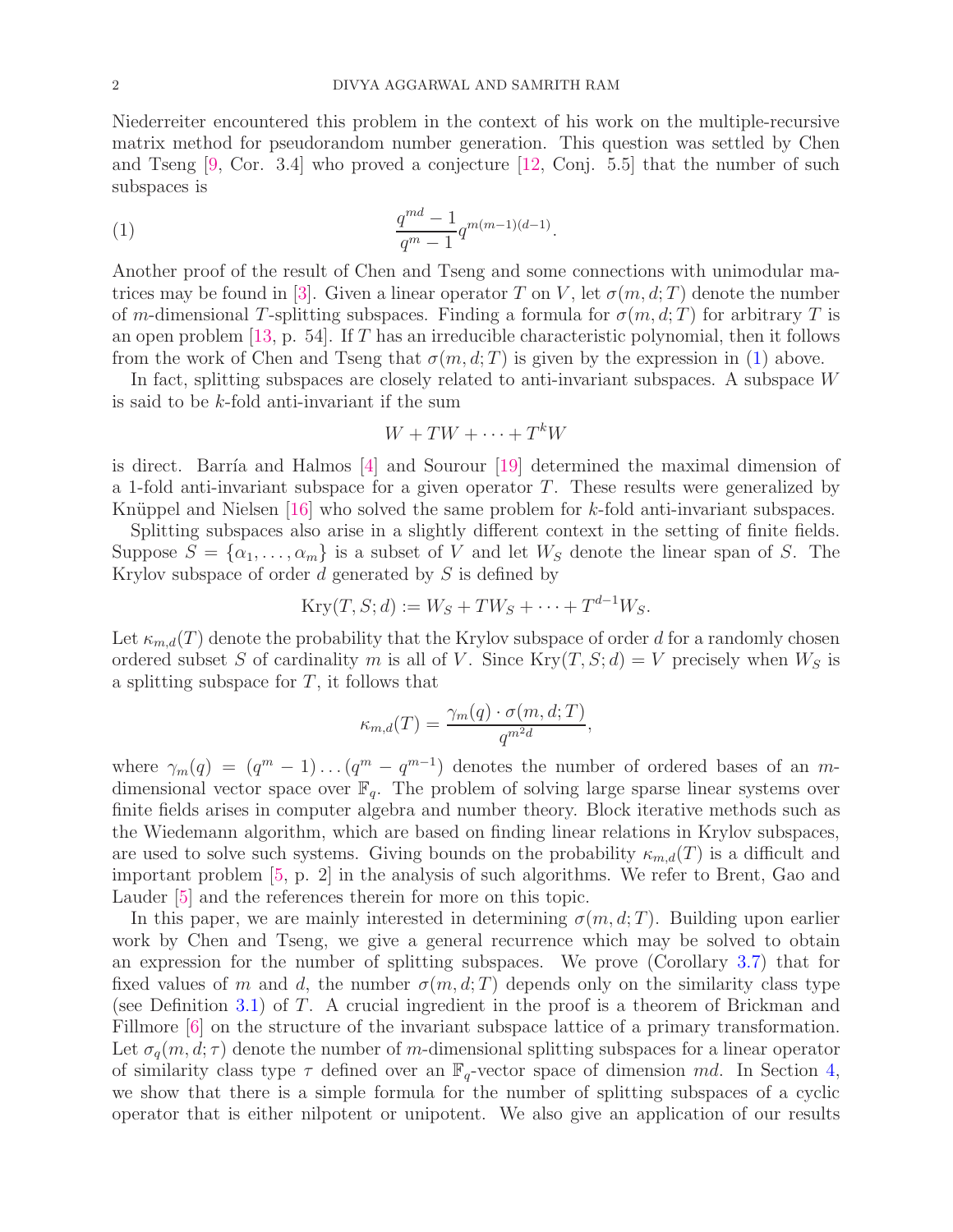Niederreiter encountered this problem in the context of his work on the multiple-recursive matrix method for pseudorandom number generation. This question was settled by Chen and Tseng [9, Cor. 3.4] who proved a conjecture [12, Conj. 5.5] that the number of such subspaces is

$$\frac{q^{md}-1}{q^m-1}q^{m(m-1)(d-1)}. \tag{1}$$

Another proof of the result of Chen and Tseng and some connections with unimodular matrices may be found in [3]. Given a linear operator $T$ on $V$, let $\sigma(m, d; T)$ denote the number of $m$-dimensional $T$-splitting subspaces. Finding a formula for $\sigma(m, d; T)$ for arbitrary $T$ is an open problem [13, p. 54]. If $T$ has an irreducible characteristic polynomial, then it follows from the work of Chen and Tseng that $\sigma(m, d; T)$ is given by the expression in (1) above.

In fact, splitting subspaces are closely related to anti-invariant subspaces. A subspace $W$ is said to be $k$-fold anti-invariant if the sum

$$W + TW + \cdots + T^k W$$

is direct. Barría and Halmos [4] and Sourour [19] determined the maximal dimension of a 1-fold anti-invariant subspace for a given operator $T$. These results were generalized by Knüppel and Nielsen [16] who solved the same problem for $k$-fold anti-invariant subspaces.

Splitting subspaces also arise in a slightly different context in the setting of finite fields. Suppose $S = \{\alpha_1, \ldots, \alpha_m\}$ is a subset of $V$ and let $W_S$ denote the linear span of $S$. The Krylov subspace of order $d$ generated by $S$ is defined by

$$\mathrm{Kry}(T, S; d) := W_S + TW_S + \cdots + T^{d-1}W_S.$$

Let $\kappa_{m,d}(T)$ denote the probability that the Krylov subspace of order $d$ for a randomly chosen ordered subset $S$ of cardinality $m$ is all of $V$. Since $\mathrm{Kry}(T, S; d) = V$ precisely when $W_S$ is a splitting subspace for $T$, it follows that

$$\kappa_{m,d}(T) = \frac{\gamma_m(q) \cdot \sigma(m, d; T)}{q^{m^2 d}},$$

where $\gamma_m(q) = (q^m - 1) \ldots (q^m - q^{m-1})$ denotes the number of ordered bases of an $m$-dimensional vector space over $\mathbb{F}_q$. The problem of solving large sparse linear systems over finite fields arises in computer algebra and number theory. Block iterative methods such as the Wiedemann algorithm, which are based on finding linear relations in Krylov subspaces, are used to solve such systems. Giving bounds on the probability $\kappa_{m,d}(T)$ is a difficult and important problem [5, p. 2] in the analysis of such algorithms. We refer to Brent, Gao and Lauder [5] and the references therein for more on this topic.

In this paper, we are mainly interested in determining $\sigma(m, d; T)$. Building upon earlier work by Chen and Tseng, we give a general recurrence which may be solved to obtain an expression for the number of splitting subspaces. We prove (Corollary 3.7) that for fixed values of $m$ and $d$, the number $\sigma(m, d; T)$ depends only on the similarity class type (see Definition 3.1) of $T$. A crucial ingredient in the proof is a theorem of Brickman and Fillmore [6] on the structure of the invariant subspace lattice of a primary transformation. Let $\sigma_q(m, d; \tau)$ denote the number of $m$-dimensional splitting subspaces for a linear operator of similarity class type $\tau$ defined over an $\mathbb{F}_q$-vector space of dimension $md$. In Section 4, we show that there is a simple formula for the number of splitting subspaces of a cyclic operator that is either nilpotent or unipotent. We also give an application of our results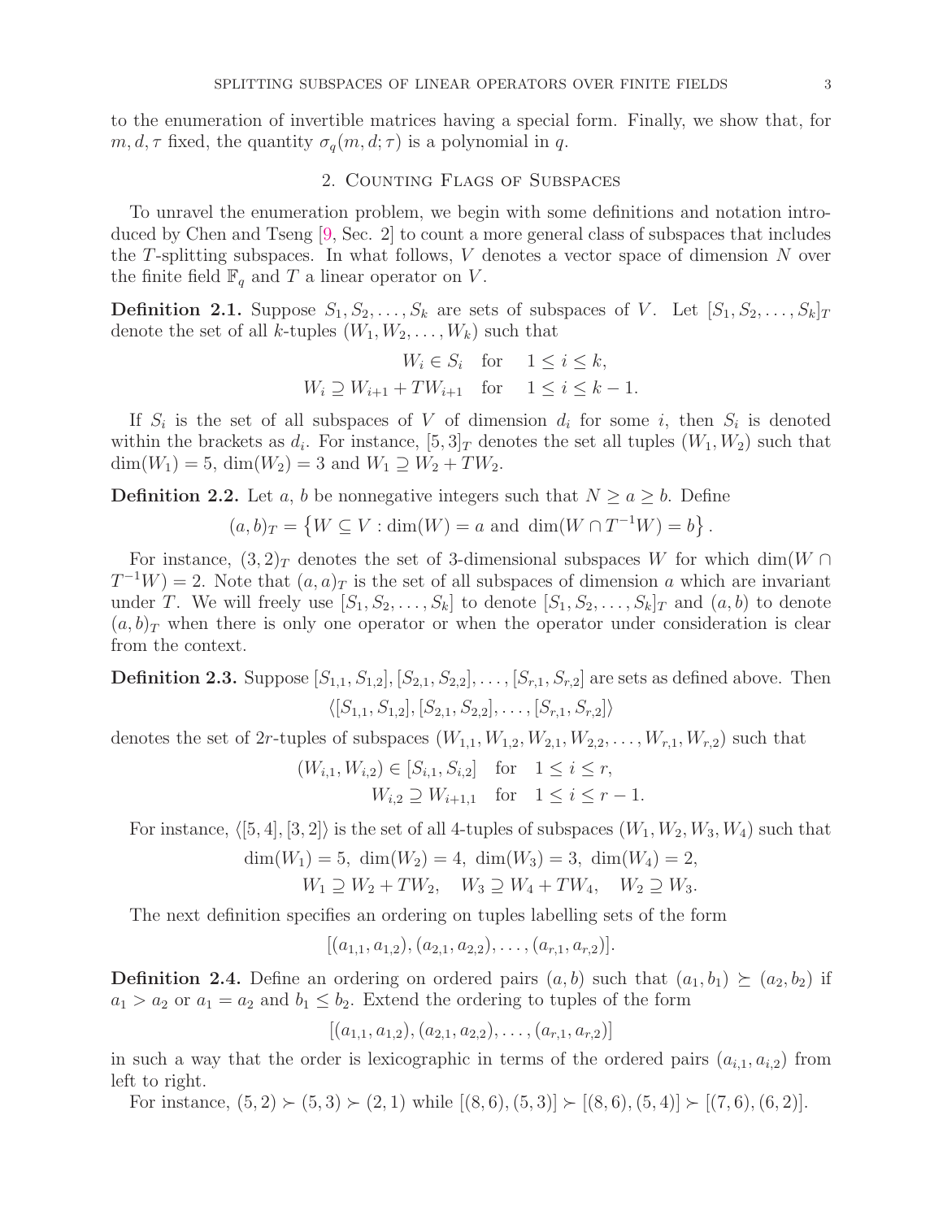to the enumeration of invertible matrices having a special form. Finally, we show that, for $m, d, \tau$ fixed, the quantity $\sigma_q(m, d; \tau)$ is a polynomial in $q$.

## 2. Counting Flags of Subspaces

To unravel the enumeration problem, we begin with some definitions and notation introduced by Chen and Tseng [9, Sec. 2] to count a more general class of subspaces that includes the $T$-splitting subspaces. In what follows, $V$ denotes a vector space of dimension $N$ over the finite field $\mathbb{F}_q$ and $T$ a linear operator on $V$.

**Definition 2.1.** Suppose $S_1, S_2, \ldots, S_k$ are sets of subspaces of $V$. Let $[S_1, S_2, \ldots, S_k]_T$ denote the set of all $k$-tuples $(W_1, W_2, \ldots, W_k)$ such that

$$
\begin{aligned}
W_i \in S_i \quad &\text{for} \quad 1 \le i \le k, \\
W_i \supseteq W_{i+1} + TW_{i+1} \quad &\text{for} \quad 1 \le i \le k-1.
\end{aligned}
$$

If $S_i$ is the set of all subspaces of $V$ of dimension $d_i$ for some $i$, then $S_i$ is denoted within the brackets as $d_i$. For instance, $[5, 3]_T$ denotes the set all tuples $(W_1, W_2)$ such that $\dim(W_1) = 5$, $\dim(W_2) = 3$ and $W_1 \supseteq W_2 + TW_2$.

**Definition 2.2.** Let $a$, $b$ be nonnegative integers such that $N \ge a \ge b$. Define

$$
(a, b)_T = \left\{ W \subseteq V : \dim(W) = a \text{ and } \dim(W \cap T^{-1}W) = b \right\}.
$$

For instance, $(3, 2)_T$ denotes the set of 3-dimensional subspaces $W$ for which $\dim(W \cap T^{-1}W) = 2$. Note that $(a, a)_T$ is the set of all subspaces of dimension $a$ which are invariant under $T$. We will freely use $[S_1, S_2, \ldots, S_k]$ to denote $[S_1, S_2, \ldots, S_k]_T$ and $(a, b)$ to denote $(a, b)_T$ when there is only one operator or when the operator under consideration is clear from the context.

**Definition 2.3.** Suppose $[S_{1,1}, S_{1,2}], [S_{2,1}, S_{2,2}], \ldots, [S_{r,1}, S_{r,2}]$ are sets as defined above. Then

$$
\langle [S_{1,1}, S_{1,2}], [S_{2,1}, S_{2,2}], \ldots, [S_{r,1}, S_{r,2}] \rangle
$$

denotes the set of $2r$-tuples of subspaces $(W_{1,1}, W_{1,2}, W_{2,1}, W_{2,2}, \ldots, W_{r,1}, W_{r,2})$ such that

$$
\begin{aligned}
(W_{i,1}, W_{i,2}) \in [S_{i,1}, S_{i,2}] \quad &\text{for} \quad 1 \le i \le r, \\
W_{i,2} \supseteq W_{i+1,1} \quad &\text{for} \quad 1 \le i \le r-1.
\end{aligned}
$$

For instance, $\langle [5, 4], [3, 2] \rangle$ is the set of all 4-tuples of subspaces $(W_1, W_2, W_3, W_4)$ such that

$$
\begin{gathered}
\dim(W_1) = 5, \ \dim(W_2) = 4, \ \dim(W_3) = 3, \ \dim(W_4) = 2, \\
W_1 \supseteq W_2 + TW_2, \quad W_3 \supseteq W_4 + TW_4, \quad W_2 \supseteq W_3.
\end{gathered}
$$

The next definition specifies an ordering on tuples labelling sets of the form

$$
[(a_{1,1}, a_{1,2}), (a_{2,1}, a_{2,2}), \ldots, (a_{r,1}, a_{r,2})].
$$

**Definition 2.4.** Define an ordering on ordered pairs $(a, b)$ such that $(a_1, b_1) \succeq (a_2, b_2)$ if $a_1 > a_2$ or $a_1 = a_2$ and $b_1 \le b_2$. Extend the ordering to tuples of the form

$$
[(a_{1,1}, a_{1,2}), (a_{2,1}, a_{2,2}), \ldots, (a_{r,1}, a_{r,2})]
$$

in such a way that the order is lexicographic in terms of the ordered pairs $(a_{i,1}, a_{i,2})$ from left to right.

For instance, $(5, 2) \succ (5, 3) \succ (2, 1)$ while $[(8, 6), (5, 3)] \succ [(8, 6), (5, 4)] \succ [(7, 6), (6, 2)]$.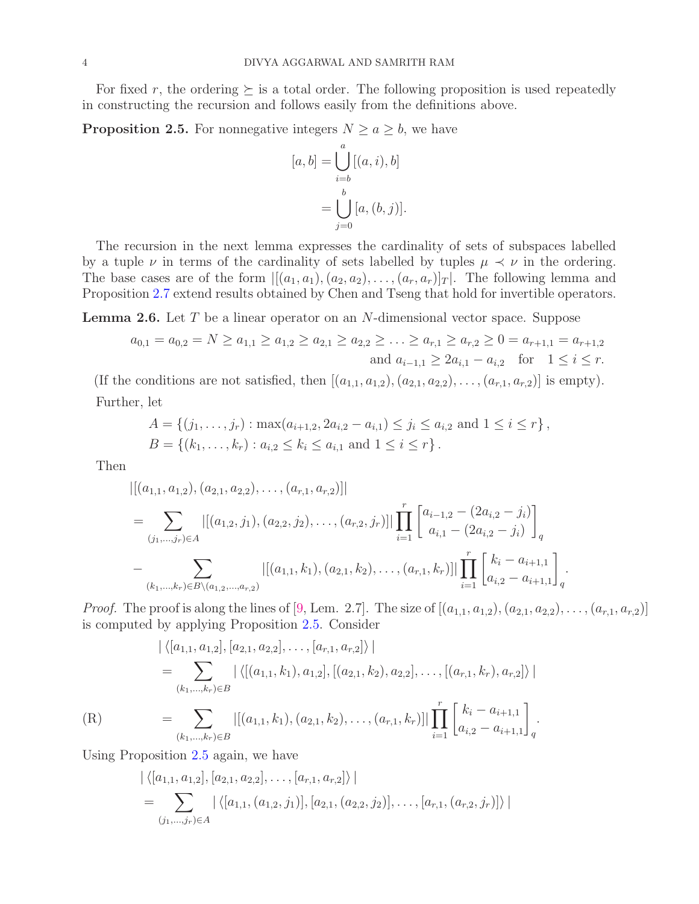For fixed $r$, the ordering $\succeq$ is a total order. The following proposition is used repeatedly in constructing the recursion and follows easily from the definitions above.

**Proposition 2.5.** For nonnegative integers $N \geq a \geq b$, we have

$$
\begin{aligned}
[a, b] &= \bigcup_{i=b}^{a} [(a, i), b] \\
&= \bigcup_{j=0}^{b} [a, (b, j)].
\end{aligned}
$$

The recursion in the next lemma expresses the cardinality of sets of subspaces labelled by a tuple $\nu$ in terms of the cardinality of sets labelled by tuples $\mu \prec \nu$ in the ordering. The base cases are of the form $|[(a_1, a_1), (a_2, a_2), \ldots, (a_r, a_r)]_T|$. The following lemma and Proposition 2.7 extend results obtained by Chen and Tseng that hold for invertible operators.

**Lemma 2.6.** Let $T$ be a linear operator on an $N$-dimensional vector space. Suppose

$$
a_{0,1} = a_{0,2} = N \geq a_{1,1} \geq a_{1,2} \geq a_{2,1} \geq a_{2,2} \geq \ldots \geq a_{r,1} \geq a_{r,2} \geq 0 = a_{r+1,1} = a_{r+1,2}
$$
$$
\text{and } a_{i-1,1} \geq 2a_{i,1} - a_{i,2} \quad \text{for} \quad 1 \leq i \leq r.
$$

(If the conditions are not satisfied, then $[(a_{1,1}, a_{1,2}), (a_{2,1}, a_{2,2}), \ldots, (a_{r,1}, a_{r,2})]$ is empty).

Further, let

$$
\begin{aligned}
A &= \{(j_1, \ldots, j_r) : \max(a_{i+1,2}, 2a_{i,2} - a_{i,1}) \leq j_i \leq a_{i,2} \text{ and } 1 \leq i \leq r\}, \\
B &= \{(k_1, \ldots, k_r) : a_{i,2} \leq k_i \leq a_{i,1} \text{ and } 1 \leq i \leq r\}.
\end{aligned}
$$

Then

$$
\begin{aligned}
&|[(a_{1,1}, a_{1,2}), (a_{2,1}, a_{2,2}), \ldots, (a_{r,1}, a_{r,2})]| \\
&= \sum_{(j_1, \ldots, j_r) \in A} |[(a_{1,2}, j_1), (a_{2,2}, j_2), \ldots, (a_{r,2}, j_r)]| \prod_{i=1}^{r} \begin{bmatrix} a_{i-1,2} - (2a_{i,2} - j_i) \\ a_{i,1} - (2a_{i,2} - j_i) \end{bmatrix}_q \\
&\quad - \sum_{(k_1, \ldots, k_r) \in B \setminus (a_{1,2}, \ldots, a_{r,2})} |[(a_{1,1}, k_1), (a_{2,1}, k_2), \ldots, (a_{r,1}, k_r)]| \prod_{i=1}^{r} \begin{bmatrix} k_i - a_{i+1,1} \\ a_{i,2} - a_{i+1,1} \end{bmatrix}_q.
\end{aligned}
$$

*Proof.* The proof is along the lines of [9, Lem. 2.7]. The size of $[(a_{1,1}, a_{1,2}), (a_{2,1}, a_{2,2}), \ldots, (a_{r,1}, a_{r,2})]$ is computed by applying Proposition 2.5. Consider

$$
\begin{aligned}
&|\langle [a_{1,1}, a_{1,2}], [a_{2,1}, a_{2,2}], \ldots, [a_{r,1}, a_{r,2}] \rangle| \\
&= \sum_{(k_1, \ldots, k_r) \in B} |\langle [(a_{1,1}, k_1), a_{1,2}], [(a_{2,1}, k_2), a_{2,2}], \ldots, [(a_{r,1}, k_r), a_{r,2}] \rangle| \\
\text{(R)} \qquad &= \sum_{(k_1, \ldots, k_r) \in B} |[(a_{1,1}, k_1), (a_{2,1}, k_2), \ldots, (a_{r,1}, k_r)]| \prod_{i=1}^{r} \begin{bmatrix} k_i - a_{i+1,1} \\ a_{i,2} - a_{i+1,1} \end{bmatrix}_q.
\end{aligned}
$$

Using Proposition 2.5 again, we have

$$
\begin{aligned}
&|\langle [a_{1,1}, a_{1,2}], [a_{2,1}, a_{2,2}], \ldots, [a_{r,1}, a_{r,2}] \rangle| \\
&= \sum_{(j_1, \ldots, j_r) \in A} |\langle [a_{1,1}, (a_{1,2}, j_1)], [a_{2,1}, (a_{2,2}, j_2)], \ldots, [a_{r,1}, (a_{r,2}, j_r)] \rangle|
\end{aligned}
$$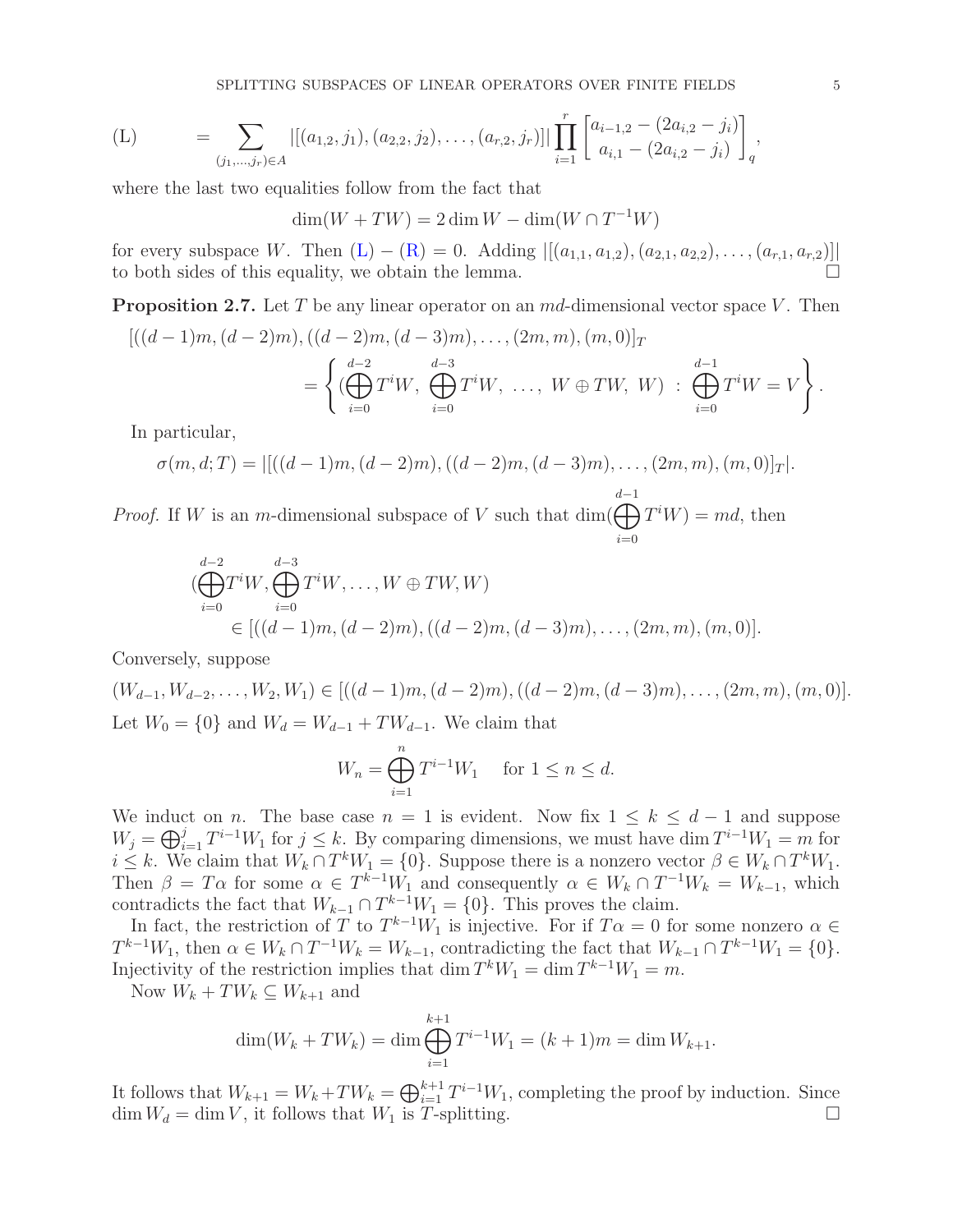$$\text{(L)} \qquad = \sum_{(j_1,\ldots,j_r)\in A} |[(a_{1,2},j_1),(a_{2,2},j_2),\ldots,(a_{r,2},j_r)]| \prod_{i=1}^{r} \begin{bmatrix} a_{i-1,2}-(2a_{i,2}-j_i) \\ a_{i,1}-(2a_{i,2}-j_i) \end{bmatrix}_q,$$

where the last two equalities follow from the fact that

$$\dim(W + TW) = 2\dim W - \dim(W \cap T^{-1}W)$$

for every subspace $W$. Then (L) − (R) = 0. Adding $|[(a_{1,1},a_{1,2}),(a_{2,1},a_{2,2}),\ldots,(a_{r,1},a_{r,2})]|$ to both sides of this equality, we obtain the lemma. □

**Proposition 2.7.** *Let $T$ be any linear operator on an $md$-dimensional vector space $V$. Then*

$$[((d-1)m,(d-2)m),((d-2)m,(d-3)m),\ldots,(2m,m),(m,0)]_T = \left\{ \left(\bigoplus_{i=0}^{d-2} T^iW,\ \bigoplus_{i=0}^{d-3} T^iW,\ \ldots,\ W\oplus TW,\ W\right) : \bigoplus_{i=0}^{d-1} T^iW = V \right\}.$$

*In particular,*

$$\sigma(m,d;T) = |[((d-1)m,(d-2)m),((d-2)m,(d-3)m),\ldots,(2m,m),(m,0)]_T|.$$

*Proof.* If $W$ is an $m$-dimensional subspace of $V$ such that $\dim(\bigoplus_{i=0}^{d-1} T^iW) = md$, then

$$\left(\bigoplus_{i=0}^{d-2} T^iW, \bigoplus_{i=0}^{d-3} T^iW, \ldots, W\oplus TW, W\right) \in [((d-1)m,(d-2)m),((d-2)m,(d-3)m),\ldots,(2m,m),(m,0)].$$

Conversely, suppose

$$(W_{d-1},W_{d-2},\ldots,W_2,W_1) \in [((d-1)m,(d-2)m),((d-2)m,(d-3)m),\ldots,(2m,m),(m,0)].$$

Let $W_0 = \{0\}$ and $W_d = W_{d-1} + TW_{d-1}$. We claim that

$$W_n = \bigoplus_{i=1}^{n} T^{i-1}W_1 \quad \text{for } 1 \le n \le d.$$

We induct on $n$. The base case $n = 1$ is evident. Now fix $1 \le k \le d-1$ and suppose $W_j = \bigoplus_{i=1}^{j} T^{i-1}W_1$ for $j \le k$. By comparing dimensions, we must have $\dim T^{i-1}W_1 = m$ for $i \le k$. We claim that $W_k \cap T^kW_1 = \{0\}$. Suppose there is a nonzero vector $\beta \in W_k \cap T^kW_1$. Then $\beta = T\alpha$ for some $\alpha \in T^{k-1}W_1$ and consequently $\alpha \in W_k \cap T^{-1}W_k = W_{k-1}$, which contradicts the fact that $W_{k-1} \cap T^{k-1}W_1 = \{0\}$. This proves the claim.

In fact, the restriction of $T$ to $T^{k-1}W_1$ is injective. For if $T\alpha = 0$ for some nonzero $\alpha \in T^{k-1}W_1$, then $\alpha \in W_k \cap T^{-1}W_k = W_{k-1}$, contradicting the fact that $W_{k-1} \cap T^{k-1}W_1 = \{0\}$. Injectivity of the restriction implies that $\dim T^kW_1 = \dim T^{k-1}W_1 = m$.

Now $W_k + TW_k \subseteq W_{k+1}$ and

$$\dim(W_k + TW_k) = \dim \bigoplus_{i=1}^{k+1} T^{i-1}W_1 = (k+1)m = \dim W_{k+1}.$$

It follows that $W_{k+1} = W_k + TW_k = \bigoplus_{i=1}^{k+1} T^{i-1}W_1$, completing the proof by induction. Since $\dim W_d = \dim V$, it follows that $W_1$ is $T$-splitting. □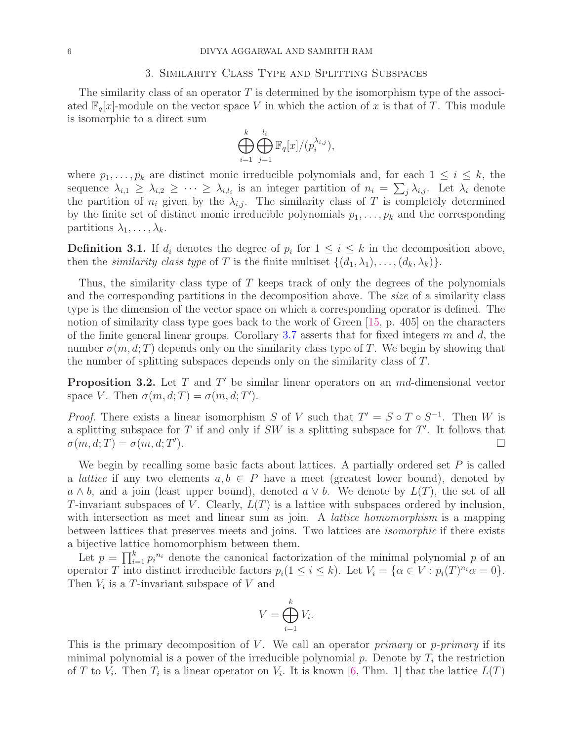## 3. Similarity Class Type and Splitting Subspaces

The similarity class of an operator $T$ is determined by the isomorphism type of the associated $\mathbb{F}_q[x]$-module on the vector space $V$ in which the action of $x$ is that of $T$. This module is isomorphic to a direct sum

$$\bigoplus_{i=1}^{k} \bigoplus_{j=1}^{l_i} \mathbb{F}_q[x]/(p_i^{\lambda_{i,j}}),$$

where $p_1, \ldots, p_k$ are distinct monic irreducible polynomials and, for each $1 \leq i \leq k$, the sequence $\lambda_{i,1} \geq \lambda_{i,2} \geq \cdots \geq \lambda_{i,l_i}$ is an integer partition of $n_i = \sum_j \lambda_{i,j}$. Let $\lambda_i$ denote the partition of $n_i$ given by the $\lambda_{i,j}$. The similarity class of $T$ is completely determined by the finite set of distinct monic irreducible polynomials $p_1, \ldots, p_k$ and the corresponding partitions $\lambda_1, \ldots, \lambda_k$.

**Definition 3.1.** If $d_i$ denotes the degree of $p_i$ for $1 \leq i \leq k$ in the decomposition above, then the *similarity class type* of $T$ is the finite multiset $\{(d_1, \lambda_1), \ldots, (d_k, \lambda_k)\}$.

Thus, the similarity class type of $T$ keeps track of only the degrees of the polynomials and the corresponding partitions in the decomposition above. The *size* of a similarity class type is the dimension of the vector space on which a corresponding operator is defined. The notion of similarity class type goes back to the work of Green [15, p. 405] on the characters of the finite general linear groups. Corollary 3.7 asserts that for fixed integers $m$ and $d$, the number $\sigma(m, d; T)$ depends only on the similarity class type of $T$. We begin by showing that the number of splitting subspaces depends only on the similarity class of $T$.

**Proposition 3.2.** Let $T$ and $T'$ be similar linear operators on an $md$-dimensional vector space $V$. Then $\sigma(m, d; T) = \sigma(m, d; T')$.

*Proof.* There exists a linear isomorphism $S$ of $V$ such that $T' = S \circ T \circ S^{-1}$. Then $W$ is a splitting subspace for $T$ if and only if $SW$ is a splitting subspace for $T'$. It follows that $\sigma(m, d; T) = \sigma(m, d; T')$. □

We begin by recalling some basic facts about lattices. A partially ordered set $P$ is called a *lattice* if any two elements $a, b \in P$ have a meet (greatest lower bound), denoted by $a \wedge b$, and a join (least upper bound), denoted $a \vee b$. We denote by $L(T)$, the set of all $T$-invariant subspaces of $V$. Clearly, $L(T)$ is a lattice with subspaces ordered by inclusion, with intersection as meet and linear sum as join. A *lattice homomorphism* is a mapping between lattices that preserves meets and joins. Two lattices are *isomorphic* if there exists a bijective lattice homomorphism between them.

Let $p = \prod_{i=1}^{k} {p_i}^{n_i}$ denote the canonical factorization of the minimal polynomial $p$ of an operator $T$ into distinct irreducible factors $p_i (1 \leq i \leq k)$. Let $V_i = \{\alpha \in V : p_i(T)^{n_i} \alpha = 0\}$. Then $V_i$ is a $T$-invariant subspace of $V$ and

$$V = \bigoplus_{i=1}^{k} V_i.$$

This is the primary decomposition of $V$. We call an operator *primary* or *p-primary* if its minimal polynomial is a power of the irreducible polynomial $p$. Denote by $T_i$ the restriction of $T$ to $V_i$. Then $T_i$ is a linear operator on $V_i$. It is known [6, Thm. 1] that the lattice $L(T)$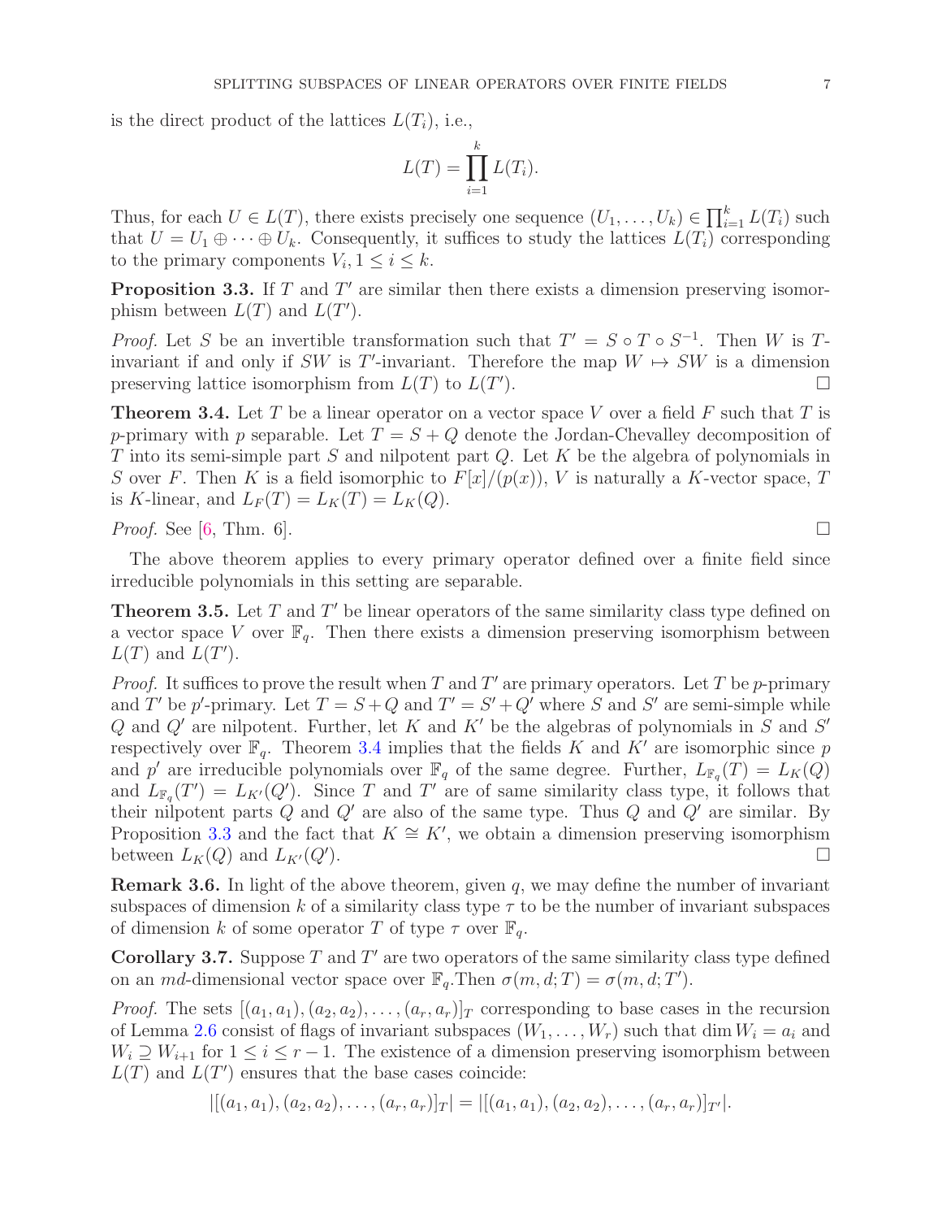is the direct product of the lattices $L(T_i)$, i.e.,

$$L(T) = \prod_{i=1}^{k} L(T_i).$$

Thus, for each $U \in L(T)$, there exists precisely one sequence $(U_1, \dots, U_k) \in \prod_{i=1}^{k} L(T_i)$ such that $U = U_1 \oplus \cdots \oplus U_k$. Consequently, it suffices to study the lattices $L(T_i)$ corresponding to the primary components $V_i, 1 \leq i \leq k$.

**Proposition 3.3.** If $T$ and $T'$ are similar then there exists a dimension preserving isomorphism between $L(T)$ and $L(T')$.

*Proof.* Let $S$ be an invertible transformation such that $T' = S \circ T \circ S^{-1}$. Then $W$ is $T$-invariant if and only if $SW$ is $T'$-invariant. Therefore the map $W \mapsto SW$ is a dimension preserving lattice isomorphism from $L(T)$ to $L(T')$. □

**Theorem 3.4.** Let $T$ be a linear operator on a vector space $V$ over a field $F$ such that $T$ is $p$-primary with $p$ separable. Let $T = S + Q$ denote the Jordan-Chevalley decomposition of $T$ into its semi-simple part $S$ and nilpotent part $Q$. Let $K$ be the algebra of polynomials in $S$ over $F$. Then $K$ is a field isomorphic to $F[x]/(p(x))$, $V$ is naturally a $K$-vector space, $T$ is $K$-linear, and $L_F(T) = L_K(T) = L_K(Q)$.

*Proof.* See [6, Thm. 6]. □

The above theorem applies to every primary operator defined over a finite field since irreducible polynomials in this setting are separable.

**Theorem 3.5.** Let $T$ and $T'$ be linear operators of the same similarity class type defined on a vector space $V$ over $\mathbb{F}_q$. Then there exists a dimension preserving isomorphism between $L(T)$ and $L(T')$.

*Proof.* It suffices to prove the result when $T$ and $T'$ are primary operators. Let $T$ be $p$-primary and $T'$ be $p'$-primary. Let $T = S + Q$ and $T' = S' + Q'$ where $S$ and $S'$ are semi-simple while $Q$ and $Q'$ are nilpotent. Further, let $K$ and $K'$ be the algebras of polynomials in $S$ and $S'$ respectively over $\mathbb{F}_q$. Theorem 3.4 implies that the fields $K$ and $K'$ are isomorphic since $p$ and $p'$ are irreducible polynomials over $\mathbb{F}_q$ of the same degree. Further, $L_{\mathbb{F}_q}(T) = L_K(Q)$ and $L_{\mathbb{F}_q}(T') = L_{K'}(Q')$. Since $T$ and $T'$ are of same similarity class type, it follows that their nilpotent parts $Q$ and $Q'$ are also of the same type. Thus $Q$ and $Q'$ are similar. By Proposition 3.3 and the fact that $K \cong K'$, we obtain a dimension preserving isomorphism between $L_K(Q)$ and $L_{K'}(Q')$. □

**Remark 3.6.** In light of the above theorem, given $q$, we may define the number of invariant subspaces of dimension $k$ of a similarity class type $\tau$ to be the number of invariant subspaces of dimension $k$ of some operator $T$ of type $\tau$ over $\mathbb{F}_q$.

**Corollary 3.7.** Suppose $T$ and $T'$ are two operators of the same similarity class type defined on an $md$-dimensional vector space over $\mathbb{F}_q$.Then $\sigma(m, d; T) = \sigma(m, d; T')$.

*Proof.* The sets $[(a_1, a_1), (a_2, a_2), \dots, (a_r, a_r)]_T$ corresponding to base cases in the recursion of Lemma 2.6 consist of flags of invariant subspaces $(W_1, \dots, W_r)$ such that $\dim W_i = a_i$ and $W_i \supseteq W_{i+1}$ for $1 \leq i \leq r-1$. The existence of a dimension preserving isomorphism between $L(T)$ and $L(T')$ ensures that the base cases coincide:

$$|[(a_1, a_1), (a_2, a_2), \dots, (a_r, a_r)]_T| = |[(a_1, a_1), (a_2, a_2), \dots, (a_r, a_r)]_{T'}|.$$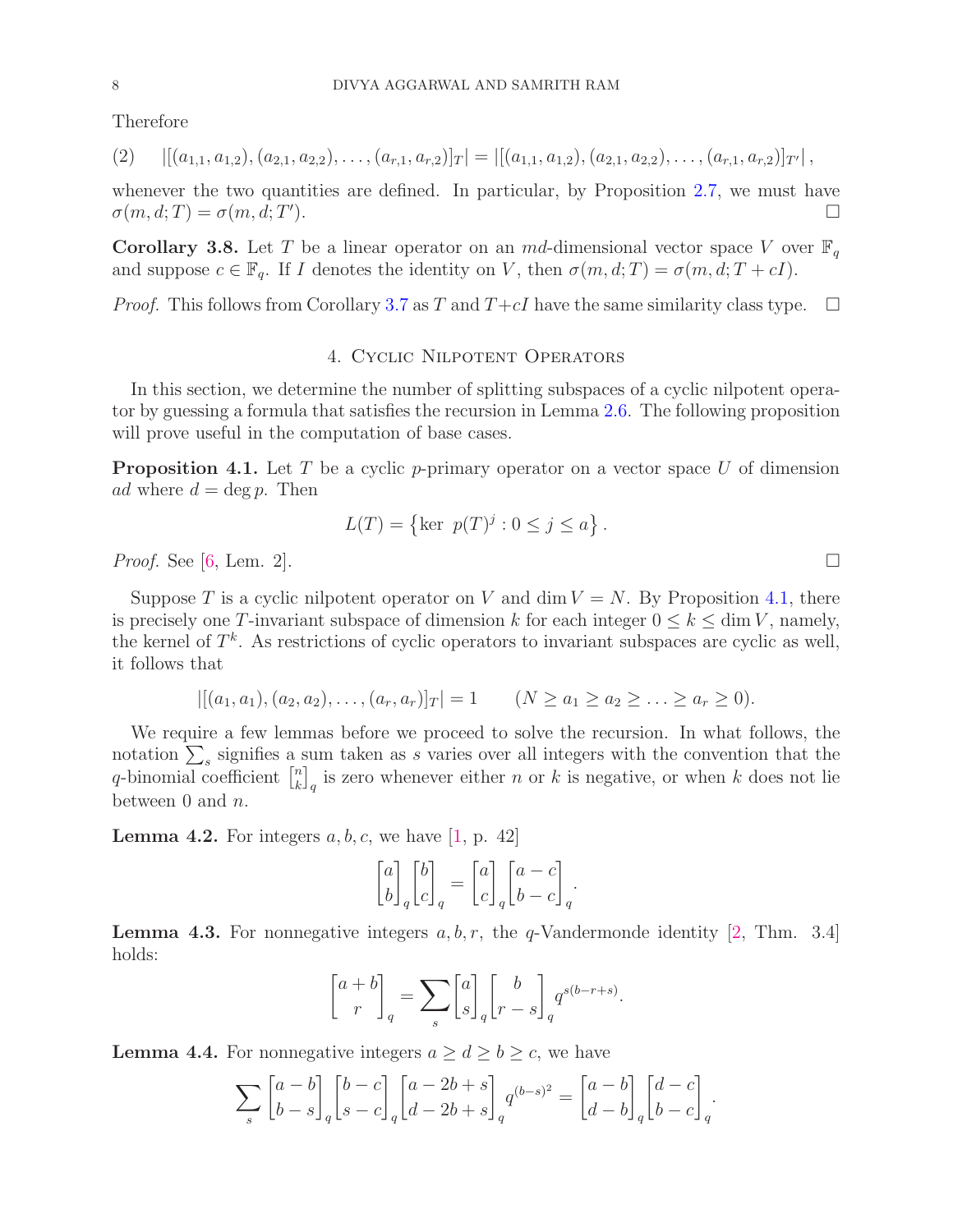Therefore

$$|[(a_{1,1}, a_{1,2}), (a_{2,1}, a_{2,2}), \ldots, (a_{r,1}, a_{r,2})]_T| = |[(a_{1,1}, a_{1,2}), (a_{2,1}, a_{2,2}), \ldots, (a_{r,1}, a_{r,2})]_{T'}|, \tag{2}$$

whenever the two quantities are defined. In particular, by Proposition 2.7, we must have $\sigma(m, d; T) = \sigma(m, d; T')$. □

**Corollary 3.8.** Let $T$ be a linear operator on an $md$-dimensional vector space $V$ over $\mathbb{F}_q$ and suppose $c \in \mathbb{F}_q$. If $I$ denotes the identity on $V$, then $\sigma(m, d; T) = \sigma(m, d; T + cI)$.

*Proof.* This follows from Corollary 3.7 as $T$ and $T + cI$ have the same similarity class type. □

## 4. Cyclic Nilpotent Operators

In this section, we determine the number of splitting subspaces of a cyclic nilpotent operator by guessing a formula that satisfies the recursion in Lemma 2.6. The following proposition will prove useful in the computation of base cases.

**Proposition 4.1.** Let $T$ be a cyclic $p$-primary operator on a vector space $U$ of dimension $ad$ where $d = \deg p$. Then

$$L(T) = \left\{ \ker \ p(T)^j : 0 \leq j \leq a \right\}.$$

*Proof.* See [6, Lem. 2]. □

Suppose $T$ is a cyclic nilpotent operator on $V$ and $\dim V = N$. By Proposition 4.1, there is precisely one $T$-invariant subspace of dimension $k$ for each integer $0 \leq k \leq \dim V$, namely, the kernel of $T^k$. As restrictions of cyclic operators to invariant subspaces are cyclic as well, it follows that

$$|[(a_1, a_1), (a_2, a_2), \ldots, (a_r, a_r)]_T| = 1 \qquad (N \geq a_1 \geq a_2 \geq \ldots \geq a_r \geq 0).$$

We require a few lemmas before we proceed to solve the recursion. In what follows, the notation $\sum_s$ signifies a sum taken as $s$ varies over all integers with the convention that the $q$-binomial coefficient $\begin{bmatrix} n \\ k \end{bmatrix}_q$ is zero whenever either $n$ or $k$ is negative, or when $k$ does not lie between 0 and $n$.

**Lemma 4.2.** For integers $a, b, c$, we have [1, p. 42]

$$\begin{bmatrix} a \\ b \end{bmatrix}_q \begin{bmatrix} b \\ c \end{bmatrix}_q = \begin{bmatrix} a \\ c \end{bmatrix}_q \begin{bmatrix} a - c \\ b - c \end{bmatrix}_q.$$

**Lemma 4.3.** For nonnegative integers $a, b, r$, the $q$-Vandermonde identity [2, Thm. 3.4] holds:

$$\begin{bmatrix} a + b \\ r \end{bmatrix}_q = \sum_s \begin{bmatrix} a \\ s \end{bmatrix}_q \begin{bmatrix} b \\ r - s \end{bmatrix}_q q^{s(b - r + s)}.$$

**Lemma 4.4.** For nonnegative integers $a \geq d \geq b \geq c$, we have

$$\sum_s \begin{bmatrix} a - b \\ b - s \end{bmatrix}_q \begin{bmatrix} b - c \\ s - c \end{bmatrix}_q \begin{bmatrix} a - 2b + s \\ d - 2b + s \end{bmatrix}_q q^{(b-s)^2} = \begin{bmatrix} a - b \\ d - b \end{bmatrix}_q \begin{bmatrix} d - c \\ b - c \end{bmatrix}_q.$$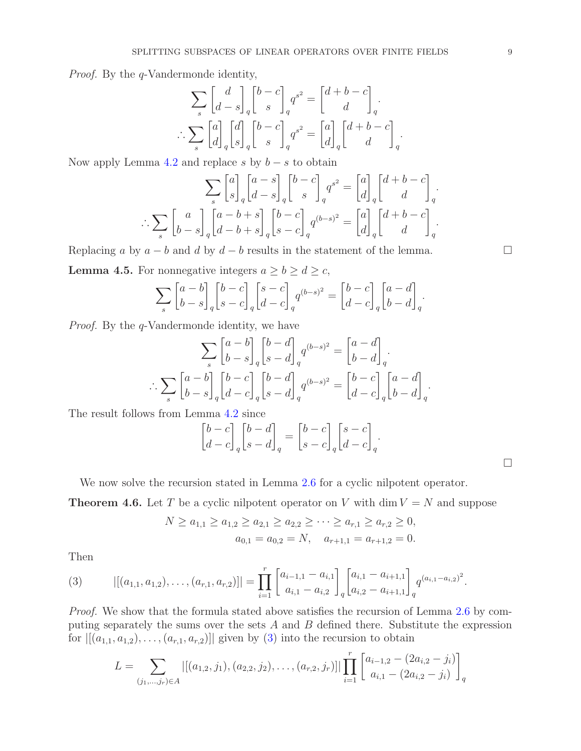*Proof.* By the $q$-Vandermonde identity,

$$\sum_s \begin{bmatrix} d \\ d-s \end{bmatrix}_q \begin{bmatrix} b-c \\ s \end{bmatrix}_q q^{s^2} = \begin{bmatrix} d+b-c \\ d \end{bmatrix}_q.$$

$$\therefore \sum_s \begin{bmatrix} a \\ d \end{bmatrix}_q \begin{bmatrix} d \\ s \end{bmatrix}_q \begin{bmatrix} b-c \\ s \end{bmatrix}_q q^{s^2} = \begin{bmatrix} a \\ d \end{bmatrix}_q \begin{bmatrix} d+b-c \\ d \end{bmatrix}_q.$$

Now apply Lemma 4.2 and replace $s$ by $b-s$ to obtain

$$\sum_s \begin{bmatrix} a \\ s \end{bmatrix}_q \begin{bmatrix} a-s \\ d-s \end{bmatrix}_q \begin{bmatrix} b-c \\ s \end{bmatrix}_q q^{s^2} = \begin{bmatrix} a \\ d \end{bmatrix}_q \begin{bmatrix} d+b-c \\ d \end{bmatrix}_q.$$

$$\therefore \sum_s \begin{bmatrix} a \\ b-s \end{bmatrix}_q \begin{bmatrix} a-b+s \\ d-b+s \end{bmatrix}_q \begin{bmatrix} b-c \\ s-c \end{bmatrix}_q q^{(b-s)^2} = \begin{bmatrix} a \\ d \end{bmatrix}_q \begin{bmatrix} d+b-c \\ d \end{bmatrix}_q.$$

Replacing $a$ by $a-b$ and $d$ by $d-b$ results in the statement of the lemma. ☐

**Lemma 4.5.** For nonnegative integers $a \geq b \geq d \geq c$,

$$\sum_s \begin{bmatrix} a-b \\ b-s \end{bmatrix}_q \begin{bmatrix} b-c \\ s-c \end{bmatrix}_q \begin{bmatrix} s-c \\ d-c \end{bmatrix}_q q^{(b-s)^2} = \begin{bmatrix} b-c \\ d-c \end{bmatrix}_q \begin{bmatrix} a-d \\ b-d \end{bmatrix}_q.$$

*Proof.* By the $q$-Vandermonde identity, we have

$$\sum_s \begin{bmatrix} a-b \\ b-s \end{bmatrix}_q \begin{bmatrix} b-d \\ s-d \end{bmatrix}_q q^{(b-s)^2} = \begin{bmatrix} a-d \\ b-d \end{bmatrix}_q.$$

$$\therefore \sum_s \begin{bmatrix} a-b \\ b-s \end{bmatrix}_q \begin{bmatrix} b-c \\ d-c \end{bmatrix}_q \begin{bmatrix} b-d \\ s-d \end{bmatrix}_q q^{(b-s)^2} = \begin{bmatrix} b-c \\ d-c \end{bmatrix}_q \begin{bmatrix} a-d \\ b-d \end{bmatrix}_q.$$

The result follows from Lemma 4.2 since

$$\begin{bmatrix} b-c \\ d-c \end{bmatrix}_q \begin{bmatrix} b-d \\ s-d \end{bmatrix}_q = \begin{bmatrix} b-c \\ s-c \end{bmatrix}_q \begin{bmatrix} s-c \\ d-c \end{bmatrix}_q.$$

☐

We now solve the recursion stated in Lemma 2.6 for a cyclic nilpotent operator.

**Theorem 4.6.** Let $T$ be a cyclic nilpotent operator on $V$ with $\dim V = N$ and suppose

$$N \geq a_{1,1} \geq a_{1,2} \geq a_{2,1} \geq a_{2,2} \geq \cdots \geq a_{r,1} \geq a_{r,2} \geq 0,$$
$$a_{0,1} = a_{0,2} = N, \quad a_{r+1,1} = a_{r+1,2} = 0.$$

Then

$$|[(a_{1,1}, a_{1,2}), \ldots, (a_{r,1}, a_{r,2})]| = \prod_{i=1}^{r} \begin{bmatrix} a_{i-1,1} - a_{i,1} \\ a_{i,1} - a_{i,2} \end{bmatrix}_q \begin{bmatrix} a_{i,1} - a_{i+1,1} \\ a_{i,2} - a_{i+1,1} \end{bmatrix}_q q^{(a_{i,1} - a_{i,2})^2}. \tag{3}$$

*Proof.* We show that the formula stated above satisfies the recursion of Lemma 2.6 by computing separately the sums over the sets $A$ and $B$ defined there. Substitute the expression for $|[(a_{1,1}, a_{1,2}), \ldots, (a_{r,1}, a_{r,2})]|$ given by (3) into the recursion to obtain

$$L = \sum_{(j_1, \ldots, j_r) \in A} |[(a_{1,2}, j_1), (a_{2,2}, j_2), \ldots, (a_{r,2}, j_r)]| \prod_{i=1}^{r} \begin{bmatrix} a_{i-1,2} - (2a_{i,2} - j_i) \\ a_{i,1} - (2a_{i,2} - j_i) \end{bmatrix}_q$$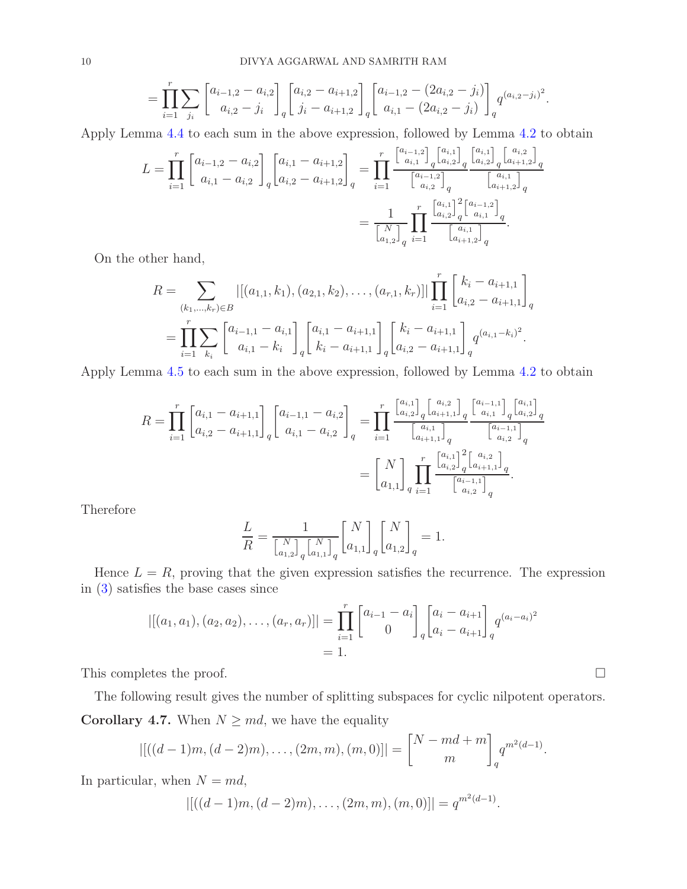$$= \prod_{i=1}^{r} \sum_{j_i} \begin{bmatrix} a_{i-1,2} - a_{i,2} \\ a_{i,2} - j_i \end{bmatrix}_q \begin{bmatrix} a_{i,2} - a_{i+1,2} \\ j_i - a_{i+1,2} \end{bmatrix}_q \begin{bmatrix} a_{i-1,2} - (2a_{i,2} - j_i) \\ a_{i,1} - (2a_{i,2} - j_i) \end{bmatrix}_q q^{(a_{i,2} - j_i)^2}.$$

Apply Lemma 4.4 to each sum in the above expression, followed by Lemma 4.2 to obtain

$$L = \prod_{i=1}^{r} \begin{bmatrix} a_{i-1,2} - a_{i,2} \\ a_{i,1} - a_{i,2} \end{bmatrix}_q \begin{bmatrix} a_{i,1} - a_{i+1,2} \\ a_{i,2} - a_{i+1,2} \end{bmatrix}_q = \prod_{i=1}^{r} \frac{\begin{bmatrix} a_{i-1,2} \\ a_{i,1} \end{bmatrix}_q \begin{bmatrix} a_{i,1} \\ a_{i,2} \end{bmatrix}_q}{\begin{bmatrix} a_{i-1,2} \\ a_{i,2} \end{bmatrix}_q} \frac{\begin{bmatrix} a_{i,1} \\ a_{i,2} \end{bmatrix}_q \begin{bmatrix} a_{i,2} \\ a_{i+1,2} \end{bmatrix}_q}{\begin{bmatrix} a_{i,1} \\ a_{i+1,2} \end{bmatrix}_q}$$

$$= \frac{1}{\begin{bmatrix} N \\ a_{1,2} \end{bmatrix}_q} \prod_{i=1}^{r} \frac{\begin{bmatrix} a_{i,1} \\ a_{i,2} \end{bmatrix}_q^2 \begin{bmatrix} a_{i-1,2} \\ a_{i,1} \end{bmatrix}_q}{\begin{bmatrix} a_{i,1} \\ a_{i+1,2} \end{bmatrix}_q}.$$

On the other hand,

$$R = \sum_{(k_1,\ldots,k_r) \in B} |[(a_{1,1}, k_1), (a_{2,1}, k_2), \ldots, (a_{r,1}, k_r)]| \prod_{i=1}^{r} \begin{bmatrix} k_i - a_{i+1,1} \\ a_{i,2} - a_{i+1,1} \end{bmatrix}_q$$

$$= \prod_{i=1}^{r} \sum_{k_i} \begin{bmatrix} a_{i-1,1} - a_{i,1} \\ a_{i,1} - k_i \end{bmatrix}_q \begin{bmatrix} a_{i,1} - a_{i+1,1} \\ k_i - a_{i+1,1} \end{bmatrix}_q \begin{bmatrix} k_i - a_{i+1,1} \\ a_{i,2} - a_{i+1,1} \end{bmatrix}_q q^{(a_{i,1} - k_i)^2}.$$

Apply Lemma 4.5 to each sum in the above expression, followed by Lemma 4.2 to obtain

$$R = \prod_{i=1}^{r} \begin{bmatrix} a_{i,1} - a_{i+1,1} \\ a_{i,2} - a_{i+1,1} \end{bmatrix}_q \begin{bmatrix} a_{i-1,1} - a_{i,2} \\ a_{i,1} - a_{i,2} \end{bmatrix}_q = \prod_{i=1}^{r} \frac{\begin{bmatrix} a_{i,1} \\ a_{i,2} \end{bmatrix}_q \begin{bmatrix} a_{i,2} \\ a_{i+1,1} \end{bmatrix}_q}{\begin{bmatrix} a_{i,1} \\ a_{i+1,1} \end{bmatrix}_q} \frac{\begin{bmatrix} a_{i-1,1} \\ a_{i,1} \end{bmatrix}_q \begin{bmatrix} a_{i,1} \\ a_{i,2} \end{bmatrix}_q}{\begin{bmatrix} a_{i-1,1} \\ a_{i,2} \end{bmatrix}_q}$$

$$= \begin{bmatrix} N \\ a_{1,1} \end{bmatrix}_q \prod_{i=1}^{r} \frac{\begin{bmatrix} a_{i,1} \\ a_{i,2} \end{bmatrix}_q^2 \begin{bmatrix} a_{i,2} \\ a_{i+1,1} \end{bmatrix}_q}{\begin{bmatrix} a_{i-1,1} \\ a_{i,2} \end{bmatrix}_q}.$$

Therefore

$$\frac{L}{R} = \frac{1}{\begin{bmatrix} N \\ a_{1,2} \end{bmatrix}_q \begin{bmatrix} N \\ a_{1,1} \end{bmatrix}_q} \begin{bmatrix} N \\ a_{1,1} \end{bmatrix}_q \begin{bmatrix} N \\ a_{1,2} \end{bmatrix}_q = 1.$$

Hence $L = R$, proving that the given expression satisfies the recurrence. The expression in (3) satisfies the base cases since

$$|[(a_1, a_1), (a_2, a_2), \ldots, (a_r, a_r)]| = \prod_{i=1}^{r} \begin{bmatrix} a_{i-1} - a_i \\ 0 \end{bmatrix}_q \begin{bmatrix} a_i - a_{i+1} \\ a_i - a_{i+1} \end{bmatrix}_q q^{(a_i - a_i)^2}$$
$$= 1.$$

This completes the proof. $\square$

The following result gives the number of splitting subspaces for cyclic nilpotent operators.

**Corollary 4.7.** *When $N \geq md$, we have the equality*

$$|[((d-1)m, (d-2)m), \ldots, (2m, m), (m, 0)]| = \begin{bmatrix} N - md + m \\ m \end{bmatrix}_q q^{m^2(d-1)}.$$

*In particular, when $N = md$,*

$$|[((d-1)m, (d-2)m), \ldots, (2m, m), (m, 0)]| = q^{m^2(d-1)}.$$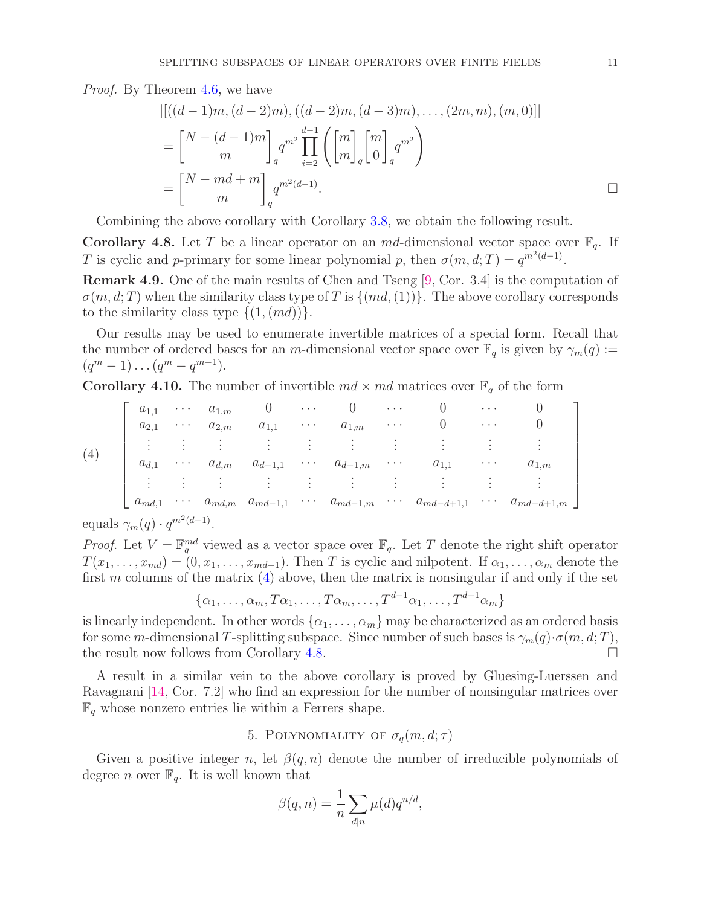*Proof.* By Theorem 4.6, we have

$$
\begin{aligned}
&|[((d-1)m,(d-2)m),((d-2)m,(d-3)m),\ldots,(2m,m),(m,0)]| \\
&= \begin{bmatrix} N-(d-1)m \\ m \end{bmatrix}_q q^{m^2} \prod_{i=2}^{d-1} \left( \begin{bmatrix} m \\ m \end{bmatrix}_q \begin{bmatrix} m \\ 0 \end{bmatrix}_q q^{m^2} \right) \\
&= \begin{bmatrix} N-md+m \\ m \end{bmatrix}_q q^{m^2(d-1)}.
\end{aligned}
$$

□

Combining the above corollary with Corollary 3.8, we obtain the following result.

**Corollary 4.8.** Let $T$ be a linear operator on an $md$-dimensional vector space over $\mathbb{F}_q$. If $T$ is cyclic and $p$-primary for some linear polynomial $p$, then $\sigma(m,d;T) = q^{m^2(d-1)}$.

**Remark 4.9.** One of the main results of Chen and Tseng [9, Cor. 3.4] is the computation of $\sigma(m,d;T)$ when the similarity class type of $T$ is $\{(md,(1))\}$. The above corollary corresponds to the similarity class type $\{(1,(md))\}$.

Our results may be used to enumerate invertible matrices of a special form. Recall that the number of ordered bases for an $m$-dimensional vector space over $\mathbb{F}_q$ is given by $\gamma_m(q) := (q^m-1)\ldots(q^m-q^{m-1})$.

**Corollary 4.10.** The number of invertible $md \times md$ matrices over $\mathbb{F}_q$ of the form

$$
\begin{bmatrix}
a_{1,1} & \cdots & a_{1,m} & 0 & \cdots & 0 & \cdots & 0 & \cdots & 0 \\
a_{2,1} & \cdots & a_{2,m} & a_{1,1} & \cdots & a_{1,m} & \cdots & 0 & \cdots & 0 \\
\vdots & \vdots & \vdots & \vdots & \vdots & \vdots & \vdots & \vdots & \vdots & \vdots \\
a_{d,1} & \cdots & a_{d,m} & a_{d-1,1} & \cdots & a_{d-1,m} & \cdots & a_{1,1} & \cdots & a_{1,m} \\
\vdots & \vdots & \vdots & \vdots & \vdots & \vdots & \vdots & \vdots & \vdots & \vdots \\
a_{md,1} & \cdots & a_{md,m} & a_{md-1,1} & \cdots & a_{md-1,m} & \cdots & a_{md-d+1,1} & \cdots & a_{md-d+1,m}
\end{bmatrix} \tag{4}
$$

equals $\gamma_m(q) \cdot q^{m^2(d-1)}$.

*Proof.* Let $V = \mathbb{F}_q^{md}$ viewed as a vector space over $\mathbb{F}_q$. Let $T$ denote the right shift operator $T(x_1,\ldots,x_{md}) = (0,x_1,\ldots,x_{md-1})$. Then $T$ is cyclic and nilpotent. If $\alpha_1,\ldots,\alpha_m$ denote the first $m$ columns of the matrix (4) above, then the matrix is nonsingular if and only if the set

$$\{\alpha_1,\ldots,\alpha_m, T\alpha_1,\ldots,T\alpha_m,\ldots,T^{d-1}\alpha_1,\ldots,T^{d-1}\alpha_m\}$$

is linearly independent. In other words $\{\alpha_1,\ldots,\alpha_m\}$ may be characterized as an ordered basis for some $m$-dimensional $T$-splitting subspace. Since number of such bases is $\gamma_m(q)\cdot\sigma(m,d;T)$, the result now follows from Corollary 4.8. □

A result in a similar vein to the above corollary is proved by Gluesing-Luerssen and Ravagnani [14, Cor. 7.2] who find an expression for the number of nonsingular matrices over $\mathbb{F}_q$ whose nonzero entries lie within a Ferrers shape.

## 5. Polynomiality of $\sigma_q(m,d;\tau)$

Given a positive integer $n$, let $\beta(q,n)$ denote the number of irreducible polynomials of degree $n$ over $\mathbb{F}_q$. It is well known that

$$\beta(q,n) = \frac{1}{n}\sum_{d|n}\mu(d)q^{n/d},$$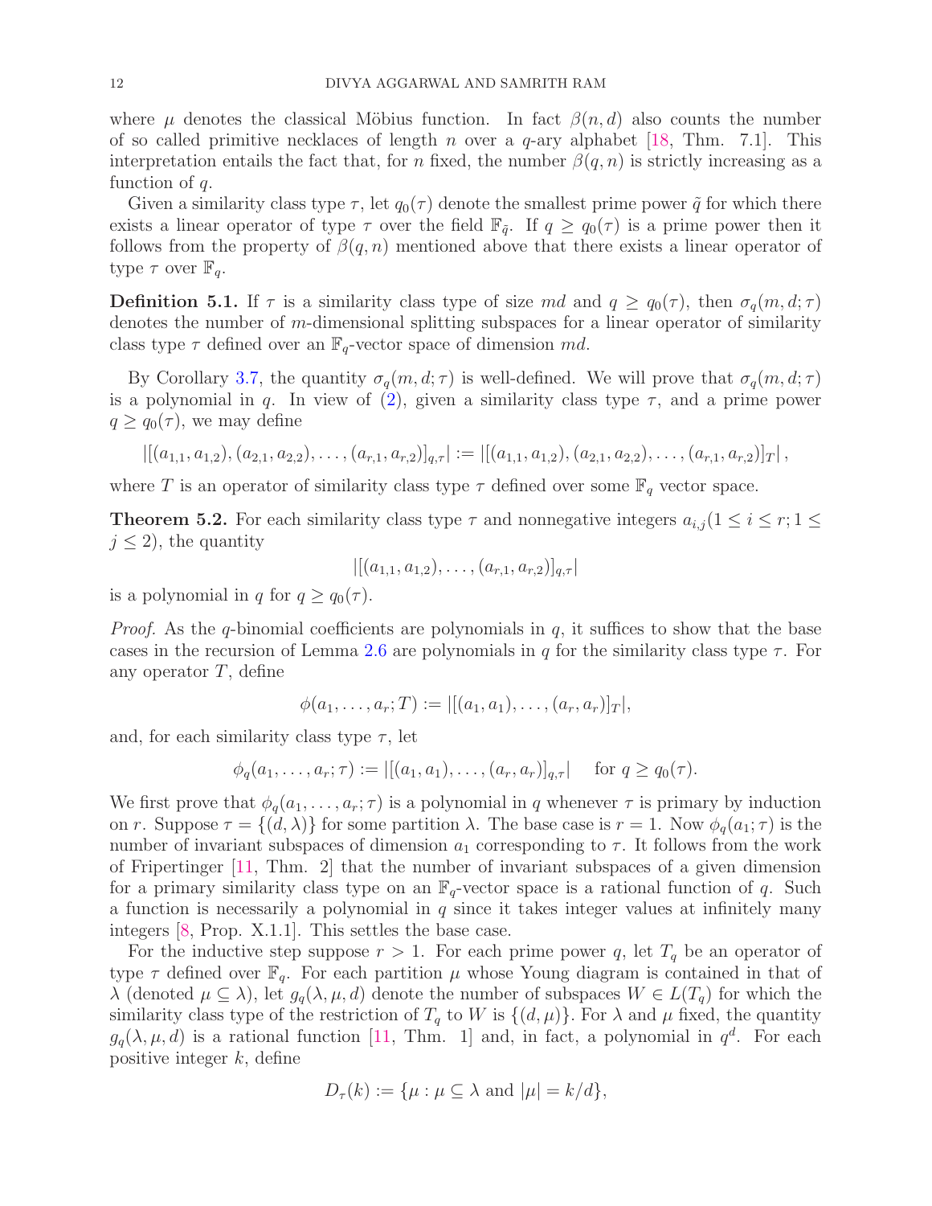where $\mu$ denotes the classical Möbius function. In fact $\beta(n,d)$ also counts the number of so called primitive necklaces of length $n$ over a $q$-ary alphabet [18, Thm. 7.1]. This interpretation entails the fact that, for $n$ fixed, the number $\beta(q,n)$ is strictly increasing as a function of $q$.

Given a similarity class type $\tau$, let $q_0(\tau)$ denote the smallest prime power $\tilde{q}$ for which there exists a linear operator of type $\tau$ over the field $\mathbb{F}_{\tilde{q}}$. If $q \geq q_0(\tau)$ is a prime power then it follows from the property of $\beta(q,n)$ mentioned above that there exists a linear operator of type $\tau$ over $\mathbb{F}_q$.

**Definition 5.1.** If $\tau$ is a similarity class type of size $md$ and $q \geq q_0(\tau)$, then $\sigma_q(m,d;\tau)$ denotes the number of $m$-dimensional splitting subspaces for a linear operator of similarity class type $\tau$ defined over an $\mathbb{F}_q$-vector space of dimension $md$.

By Corollary 3.7, the quantity $\sigma_q(m,d;\tau)$ is well-defined. We will prove that $\sigma_q(m,d;\tau)$ is a polynomial in $q$. In view of (2), given a similarity class type $\tau$, and a prime power $q \geq q_0(\tau)$, we may define

$$|[(a_{1,1},a_{1,2}),(a_{2,1},a_{2,2}),\ldots,(a_{r,1},a_{r,2})]_{q,\tau}| := |[(a_{1,1},a_{1,2}),(a_{2,1},a_{2,2}),\ldots,(a_{r,1},a_{r,2})]_T|,$$

where $T$ is an operator of similarity class type $\tau$ defined over some $\mathbb{F}_q$ vector space.

**Theorem 5.2.** For each similarity class type $\tau$ and nonnegative integers $a_{i,j} (1 \leq i \leq r; 1 \leq j \leq 2)$, the quantity

$$|[(a_{1,1},a_{1,2}),\ldots,(a_{r,1},a_{r,2})]_{q,\tau}|$$

is a polynomial in $q$ for $q \geq q_0(\tau)$.

*Proof.* As the $q$-binomial coefficients are polynomials in $q$, it suffices to show that the base cases in the recursion of Lemma 2.6 are polynomials in $q$ for the similarity class type $\tau$. For any operator $T$, define

$$\phi(a_1,\ldots,a_r;T) := |[(a_1,a_1),\ldots,(a_r,a_r)]_T|,$$

and, for each similarity class type $\tau$, let

$$\phi_q(a_1,\ldots,a_r;\tau) := |[(a_1,a_1),\ldots,(a_r,a_r)]_{q,\tau}| \quad \text{for } q \geq q_0(\tau).$$

We first prove that $\phi_q(a_1,\ldots,a_r;\tau)$ is a polynomial in $q$ whenever $\tau$ is primary by induction on $r$. Suppose $\tau = \{(d,\lambda)\}$ for some partition $\lambda$. The base case is $r=1$. Now $\phi_q(a_1;\tau)$ is the number of invariant subspaces of dimension $a_1$ corresponding to $\tau$. It follows from the work of Fripertinger [11, Thm. 2] that the number of invariant subspaces of a given dimension for a primary similarity class type on an $\mathbb{F}_q$-vector space is a rational function of $q$. Such a function is necessarily a polynomial in $q$ since it takes integer values at infinitely many integers [8, Prop. X.1.1]. This settles the base case.

For the inductive step suppose $r > 1$. For each prime power $q$, let $T_q$ be an operator of type $\tau$ defined over $\mathbb{F}_q$. For each partition $\mu$ whose Young diagram is contained in that of $\lambda$ (denoted $\mu \subseteq \lambda$), let $g_q(\lambda,\mu,d)$ denote the number of subspaces $W \in L(T_q)$ for which the similarity class type of the restriction of $T_q$ to $W$ is $\{(d,\mu)\}$. For $\lambda$ and $\mu$ fixed, the quantity $g_q(\lambda,\mu,d)$ is a rational function [11, Thm. 1] and, in fact, a polynomial in $q^d$. For each positive integer $k$, define

$$D_\tau(k) := \{\mu : \mu \subseteq \lambda \text{ and } |\mu| = k/d\},$$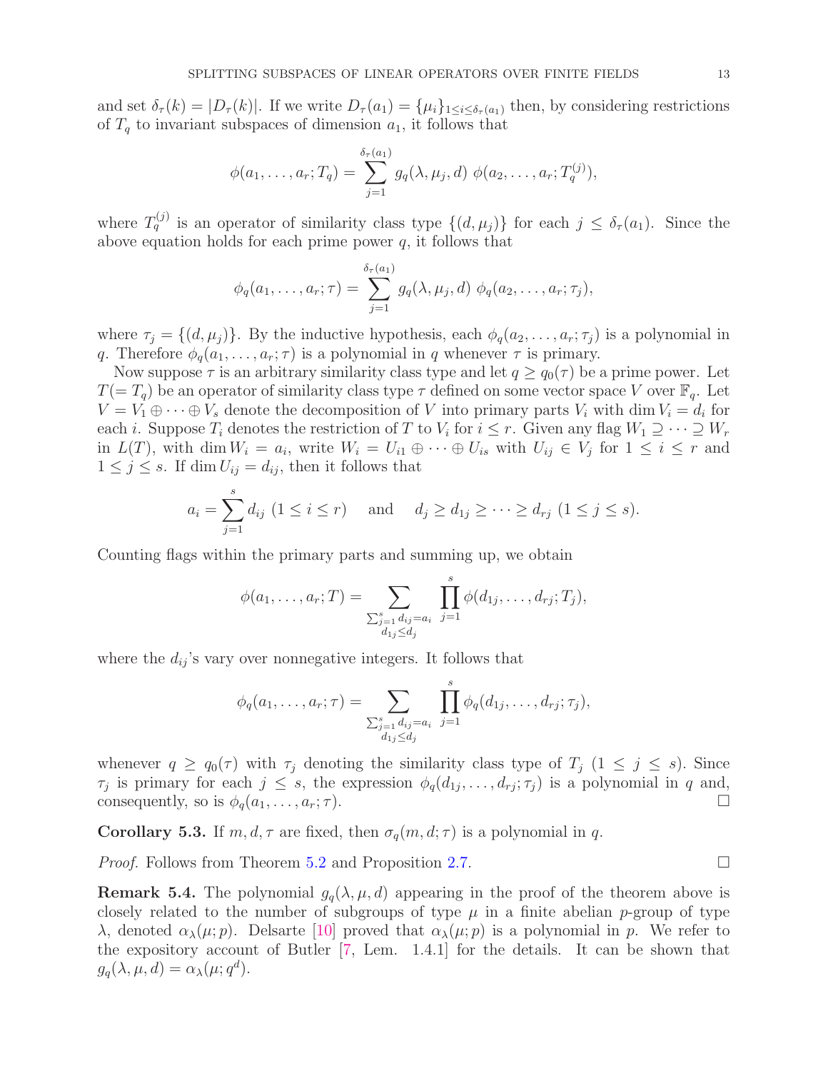and set $\delta_\tau(k) = |D_\tau(k)|$. If we write $D_\tau(a_1) = \{\mu_i\}_{1 \le i \le \delta_\tau(a_1)}$ then, by considering restrictions of $T_q$ to invariant subspaces of dimension $a_1$, it follows that

$$\phi(a_1, \ldots, a_r; T_q) = \sum_{j=1}^{\delta_\tau(a_1)} g_q(\lambda, \mu_j, d)\ \phi(a_2, \ldots, a_r; T_q^{(j)}),$$

where $T_q^{(j)}$ is an operator of similarity class type $\{(d, \mu_j)\}$ for each $j \le \delta_\tau(a_1)$. Since the above equation holds for each prime power $q$, it follows that

$$\phi_q(a_1, \ldots, a_r; \tau) = \sum_{j=1}^{\delta_\tau(a_1)} g_q(\lambda, \mu_j, d)\ \phi_q(a_2, \ldots, a_r; \tau_j),$$

where $\tau_j = \{(d, \mu_j)\}$. By the inductive hypothesis, each $\phi_q(a_2, \ldots, a_r; \tau_j)$ is a polynomial in $q$. Therefore $\phi_q(a_1, \ldots, a_r; \tau)$ is a polynomial in $q$ whenever $\tau$ is primary.

Now suppose $\tau$ is an arbitrary similarity class type and let $q \ge q_0(\tau)$ be a prime power. Let $T(= T_q)$ be an operator of similarity class type $\tau$ defined on some vector space $V$ over $\mathbb{F}_q$. Let $V = V_1 \oplus \cdots \oplus V_s$ denote the decomposition of $V$ into primary parts $V_i$ with $\dim V_i = d_i$ for each $i$. Suppose $T_i$ denotes the restriction of $T$ to $V_i$ for $i \le r$. Given any flag $W_1 \supseteq \cdots \supseteq W_r$ in $L(T)$, with $\dim W_i = a_i$, write $W_i = U_{i1} \oplus \cdots \oplus U_{is}$ with $U_{ij} \in V_j$ for $1 \le i \le r$ and $1 \le j \le s$. If $\dim U_{ij} = d_{ij}$, then it follows that

$$a_i = \sum_{j=1}^{s} d_{ij}\ (1 \le i \le r) \quad \text{ and } \quad d_j \ge d_{1j} \ge \cdots \ge d_{rj}\ (1 \le j \le s).$$

Counting flags within the primary parts and summing up, we obtain

$$\phi(a_1, \ldots, a_r; T) = \sum_{\substack{\sum_{j=1}^{s} d_{ij} = a_i \\ d_{1j} \le d_j}} \prod_{j=1}^{s} \phi(d_{1j}, \ldots, d_{rj}; T_j),$$

where the $d_{ij}$'s vary over nonnegative integers. It follows that

$$\phi_q(a_1, \ldots, a_r; \tau) = \sum_{\substack{\sum_{j=1}^{s} d_{ij} = a_i \\ d_{1j} \le d_j}} \prod_{j=1}^{s} \phi_q(d_{1j}, \ldots, d_{rj}; \tau_j),$$

whenever $q \ge q_0(\tau)$ with $\tau_j$ denoting the similarity class type of $T_j$ ($1 \le j \le s$). Since $\tau_j$ is primary for each $j \le s$, the expression $\phi_q(d_{1j}, \ldots, d_{rj}; \tau_j)$ is a polynomial in $q$ and, consequently, so is $\phi_q(a_1, \ldots, a_r; \tau)$. □

**Corollary 5.3.** *If $m, d, \tau$ are fixed, then $\sigma_q(m, d; \tau)$ is a polynomial in $q$.*

*Proof.* Follows from Theorem 5.2 and Proposition 2.7. □

**Remark 5.4.** The polynomial $g_q(\lambda, \mu, d)$ appearing in the proof of the theorem above is closely related to the number of subgroups of type $\mu$ in a finite abelian $p$-group of type $\lambda$, denoted $\alpha_\lambda(\mu; p)$. Delsarte [10] proved that $\alpha_\lambda(\mu; p)$ is a polynomial in $p$. We refer to the expository account of Butler [7, Lem. 1.4.1] for the details. It can be shown that $g_q(\lambda, \mu, d) = \alpha_\lambda(\mu; q^d)$.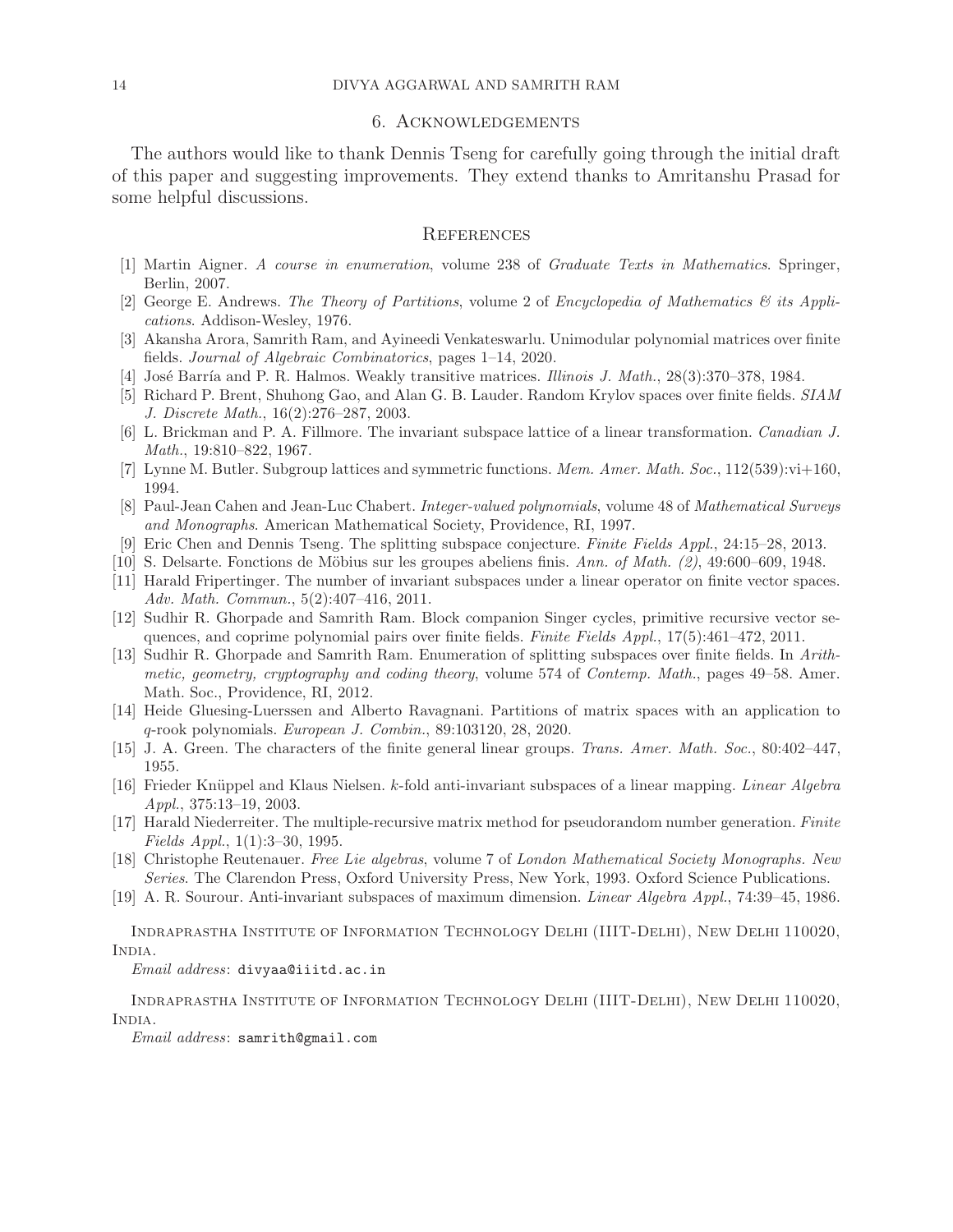## 6. Acknowledgements

The authors would like to thank Dennis Tseng for carefully going through the initial draft of this paper and suggesting improvements. They extend thanks to Amritanshu Prasad for some helpful discussions.

## References

[1] Martin Aigner. *A course in enumeration*, volume 238 of *Graduate Texts in Mathematics*. Springer, Berlin, 2007.

[2] George E. Andrews. *The Theory of Partitions*, volume 2 of *Encyclopedia of Mathematics & its Applications*. Addison-Wesley, 1976.

[3] Akansha Arora, Samrith Ram, and Ayineedi Venkateswarlu. Unimodular polynomial matrices over finite fields. *Journal of Algebraic Combinatorics*, pages 1–14, 2020.

[4] José Barría and P. R. Halmos. Weakly transitive matrices. *Illinois J. Math.*, 28(3):370–378, 1984.

[5] Richard P. Brent, Shuhong Gao, and Alan G. B. Lauder. Random Krylov spaces over finite fields. *SIAM J. Discrete Math.*, 16(2):276–287, 2003.

[6] L. Brickman and P. A. Fillmore. The invariant subspace lattice of a linear transformation. *Canadian J. Math.*, 19:810–822, 1967.

[7] Lynne M. Butler. Subgroup lattices and symmetric functions. *Mem. Amer. Math. Soc.*, 112(539):vi+160, 1994.

[8] Paul-Jean Cahen and Jean-Luc Chabert. *Integer-valued polynomials*, volume 48 of *Mathematical Surveys and Monographs*. American Mathematical Society, Providence, RI, 1997.

[9] Eric Chen and Dennis Tseng. The splitting subspace conjecture. *Finite Fields Appl.*, 24:15–28, 2013.

[10] S. Delsarte. Fonctions de Möbius sur les groupes abeliens finis. *Ann. of Math. (2)*, 49:600–609, 1948.

[11] Harald Fripertinger. The number of invariant subspaces under a linear operator on finite vector spaces. *Adv. Math. Commun.*, 5(2):407–416, 2011.

[12] Sudhir R. Ghorpade and Samrith Ram. Block companion Singer cycles, primitive recursive vector sequences, and coprime polynomial pairs over finite fields. *Finite Fields Appl.*, 17(5):461–472, 2011.

[13] Sudhir R. Ghorpade and Samrith Ram. Enumeration of splitting subspaces over finite fields. In *Arithmetic, geometry, cryptography and coding theory*, volume 574 of *Contemp. Math.*, pages 49–58. Amer. Math. Soc., Providence, RI, 2012.

[14] Heide Gluesing-Luerssen and Alberto Ravagnani. Partitions of matrix spaces with an application to $q$-rook polynomials. *European J. Combin.*, 89:103120, 28, 2020.

[15] J. A. Green. The characters of the finite general linear groups. *Trans. Amer. Math. Soc.*, 80:402–447, 1955.

[16] Frieder Knüppel and Klaus Nielsen. $k$-fold anti-invariant subspaces of a linear mapping. *Linear Algebra Appl.*, 375:13–19, 2003.

[17] Harald Niederreiter. The multiple-recursive matrix method for pseudorandom number generation. *Finite Fields Appl.*, 1(1):3–30, 1995.

[18] Christophe Reutenauer. *Free Lie algebras*, volume 7 of *London Mathematical Society Monographs. New Series*. The Clarendon Press, Oxford University Press, New York, 1993. Oxford Science Publications.

[19] A. R. Sourour. Anti-invariant subspaces of maximum dimension. *Linear Algebra Appl.*, 74:39–45, 1986.

Indraprastha Institute of Information Technology Delhi (IIIT-Delhi), New Delhi 110020, India.

*Email address*: divyaa@iiitd.ac.in

Indraprastha Institute of Information Technology Delhi (IIIT-Delhi), New Delhi 110020, India.

*Email address*: samrith@gmail.com